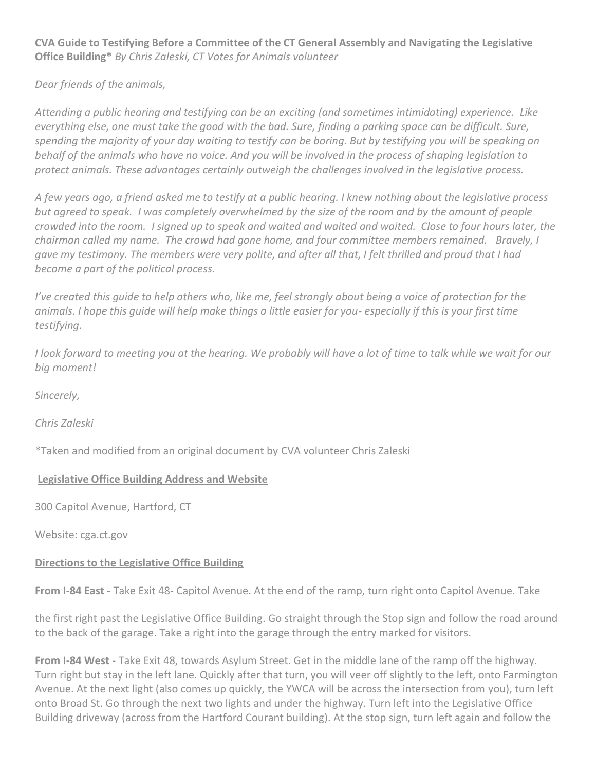**CVA Guide to Testifying Before a Committee of the CT General Assembly and Navigating the Legislative Office Building*** *By Chris Zaleski, CT Votes for Animals volunteer*

*Dear friends of the animals,*

*Attending a public hearing and testifying can be an exciting (and sometimes intimidating) experience. Like everything else, one must take the good with the bad. Sure, finding a parking space can be difficult. Sure, spending the majority of your day waiting to testify can be boring. But by testifying you will be speaking on behalf of the animals who have no voice. And you will be involved in the process of shaping legislation to protect animals. These advantages certainly outweigh the challenges involved in the legislative process.*

*A few years ago, a friend asked me to testify at a public hearing. I knew nothing about the legislative process but agreed to speak. I was completely overwhelmed by the size of the room and by the amount of people crowded into the room. I signed up to speak and waited and waited and waited. Close to four hours later, the chairman called my name. The crowd had gone home, and four committee members remained. Bravely, I gave my testimony. The members were very polite, and after all that, I felt thrilled and proud that I had become a part of the political process.*

*I've created this guide to help others who, like me, feel strongly about being a voice of protection for the animals. I hope this guide will help make things a little easier for you- especially if this is your first time testifying.*

*I look forward to meeting you at the hearing. We probably will have a lot of time to talk while we wait for our big moment!*

*Sincerely,*

*Chris Zaleski*

*Taken and modified from an original document by CVA volunteer Chris Zaleski

**Legislative Office Building Address and Website**

300 Capitol Avenue, Hartford, CT

Website: cga.ct.gov

**Directions to the Legislative Office Building**

**From I-84 East** - Take Exit 48- Capitol Avenue. At the end of the ramp, turn right onto Capitol Avenue. Take the first right past the Legislative Office Building. Go straight through the Stop sign and follow the road around to the back of the garage. Take a right into the garage through the entry marked for visitors.

**From I-84 West** - Take Exit 48, towards Asylum Street. Get in the middle lane of the ramp off the highway. Turn right but stay in the left lane. Quickly after that turn, you will veer off slightly to the left, onto Farmington Avenue. At the next light (also comes up quickly, the YWCA will be across the intersection from you), turn left onto Broad St. Go through the next two lights and under the highway. Turn left into the Legislative Office Building driveway (across from the Hartford Courant building). At the stop sign, turn left again and follow the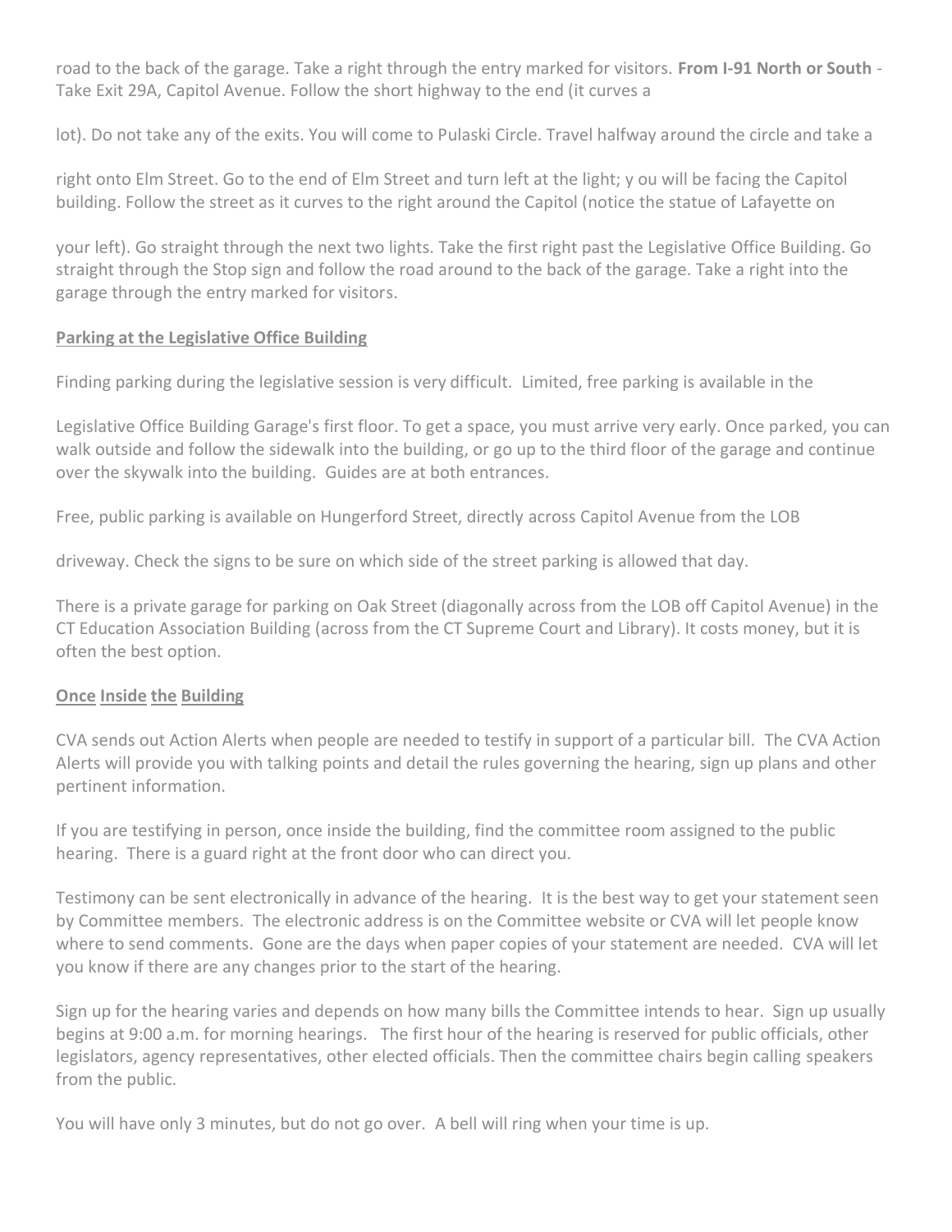road to the back of the garage. Take a right through the entry marked for visitors. **From I-91 North or South** - Take Exit 29A, Capitol Avenue. Follow the short highway to the end (it curves a

lot). Do not take any of the exits. You will come to Pulaski Circle. Travel halfway around the circle and take a

right onto Elm Street. Go to the end of Elm Street and turn left at the light; y ou will be facing the Capitol building. Follow the street as it curves to the right around the Capitol (notice the statue of Lafayette on

your left). Go straight through the next two lights. Take the first right past the Legislative Office Building. Go straight through the Stop sign and follow the road around to the back of the garage. Take a right into the garage through the entry marked for visitors.

## Parking at the Legislative Office Building

Finding parking during the legislative session is very difficult. Limited, free parking is available in the

Legislative Office Building Garage's first floor. To get a space, you must arrive very early. Once parked, you can walk outside and follow the sidewalk into the building, or go up to the third floor of the garage and continue over the skywalk into the building. Guides are at both entrances.

Free, public parking is available on Hungerford Street, directly across Capitol Avenue from the LOB

driveway. Check the signs to be sure on which side of the street parking is allowed that day.

There is a private garage for parking on Oak Street (diagonally across from the LOB off Capitol Avenue) in the CT Education Association Building (across from the CT Supreme Court and Library). It costs money, but it is often the best option.

## Once Inside the Building

CVA sends out Action Alerts when people are needed to testify in support of a particular bill. The CVA Action Alerts will provide you with talking points and detail the rules governing the hearing, sign up plans and other pertinent information.

If you are testifying in person, once inside the building, find the committee room assigned to the public hearing. There is a guard right at the front door who can direct you.

Testimony can be sent electronically in advance of the hearing. It is the best way to get your statement seen by Committee members. The electronic address is on the Committee website or CVA will let people know where to send comments. Gone are the days when paper copies of your statement are needed. CVA will let you know if there are any changes prior to the start of the hearing.

Sign up for the hearing varies and depends on how many bills the Committee intends to hear. Sign up usually begins at 9:00 a.m. for morning hearings. The first hour of the hearing is reserved for public officials, other legislators, agency representatives, other elected officials. Then the committee chairs begin calling speakers from the public.

You will have only 3 minutes, but do not go over. A bell will ring when your time is up.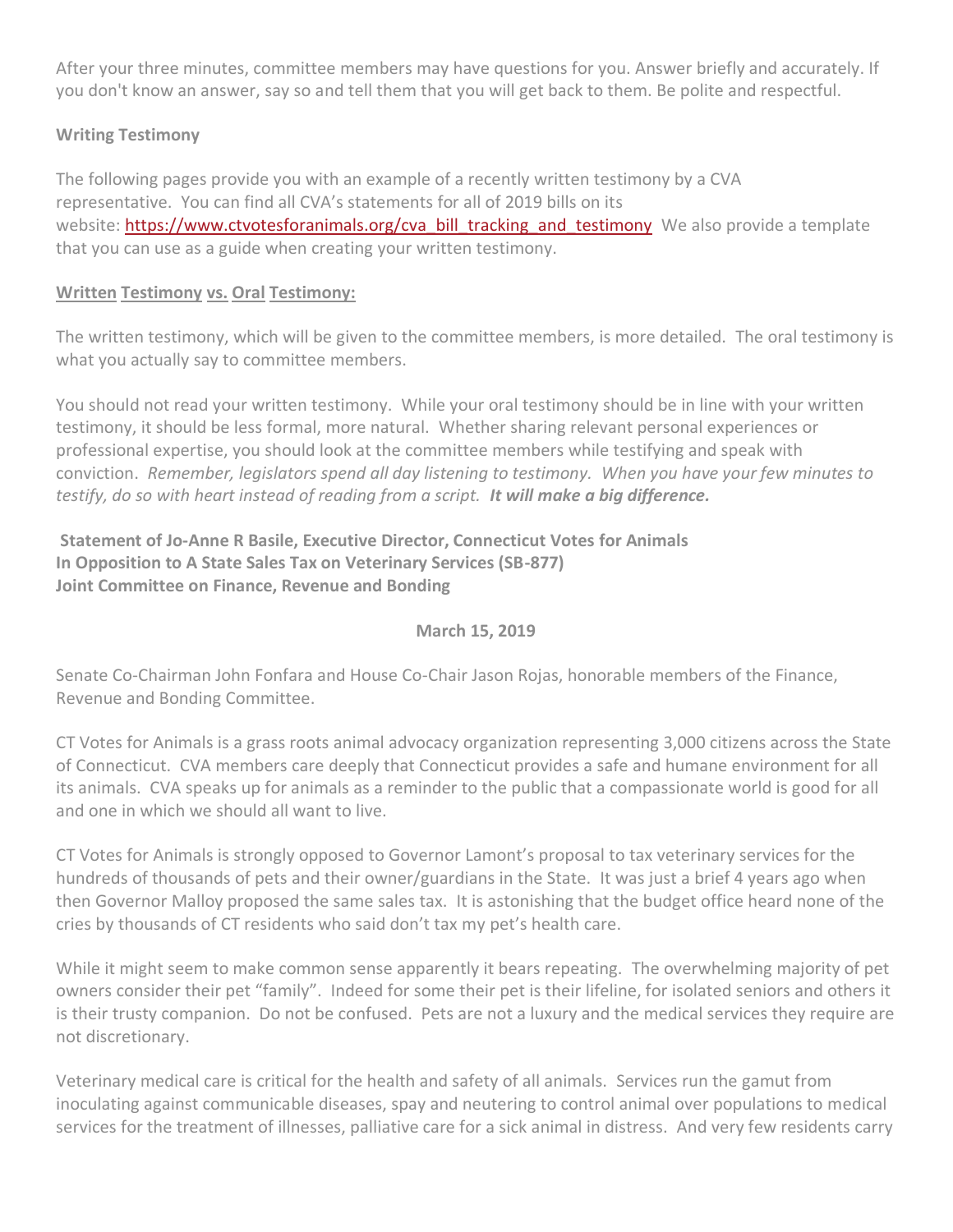After your three minutes, committee members may have questions for you. Answer briefly and accurately. If you don't know an answer, say so and tell them that you will get back to them. Be polite and respectful.

**Writing Testimony**

The following pages provide you with an example of a recently written testimony by a CVA representative. You can find all CVA's statements for all of 2019 bills on its website: [https://www.ctvotesforanimals.org/cva_bill_tracking_and_testimony](https://www.ctvotesforanimals.org/cva_bill_tracking_and_testimony) We also provide a template that you can use as a guide when creating your written testimony.

**Written Testimony vs. Oral Testimony:**

The written testimony, which will be given to the committee members, is more detailed. The oral testimony is what you actually say to committee members.

You should not read your written testimony. While your oral testimony should be in line with your written testimony, it should be less formal, more natural. Whether sharing relevant personal experiences or professional expertise, you should look at the committee members while testifying and speak with conviction. *Remember, legislators spend all day listening to testimony. When you have your few minutes to testify, do so with heart instead of reading from a script.* ***It will make a big difference.***

**Statement of Jo-Anne R Basile, Executive Director, Connecticut Votes for Animals**
**In Opposition to A State Sales Tax on Veterinary Services (SB-877)**
**Joint Committee on Finance, Revenue and Bonding**

**March 15, 2019**

Senate Co-Chairman John Fonfara and House Co-Chair Jason Rojas, honorable members of the Finance, Revenue and Bonding Committee.

CT Votes for Animals is a grass roots animal advocacy organization representing 3,000 citizens across the State of Connecticut. CVA members care deeply that Connecticut provides a safe and humane environment for all its animals. CVA speaks up for animals as a reminder to the public that a compassionate world is good for all and one in which we should all want to live.

CT Votes for Animals is strongly opposed to Governor Lamont's proposal to tax veterinary services for the hundreds of thousands of pets and their owner/guardians in the State. It was just a brief 4 years ago when then Governor Malloy proposed the same sales tax. It is astonishing that the budget office heard none of the cries by thousands of CT residents who said don't tax my pet's health care.

While it might seem to make common sense apparently it bears repeating. The overwhelming majority of pet owners consider their pet "family". Indeed for some their pet is their lifeline, for isolated seniors and others it is their trusty companion. Do not be confused. Pets are not a luxury and the medical services they require are not discretionary.

Veterinary medical care is critical for the health and safety of all animals. Services run the gamut from inoculating against communicable diseases, spay and neutering to control animal over populations to medical services for the treatment of illnesses, palliative care for a sick animal in distress. And very few residents carry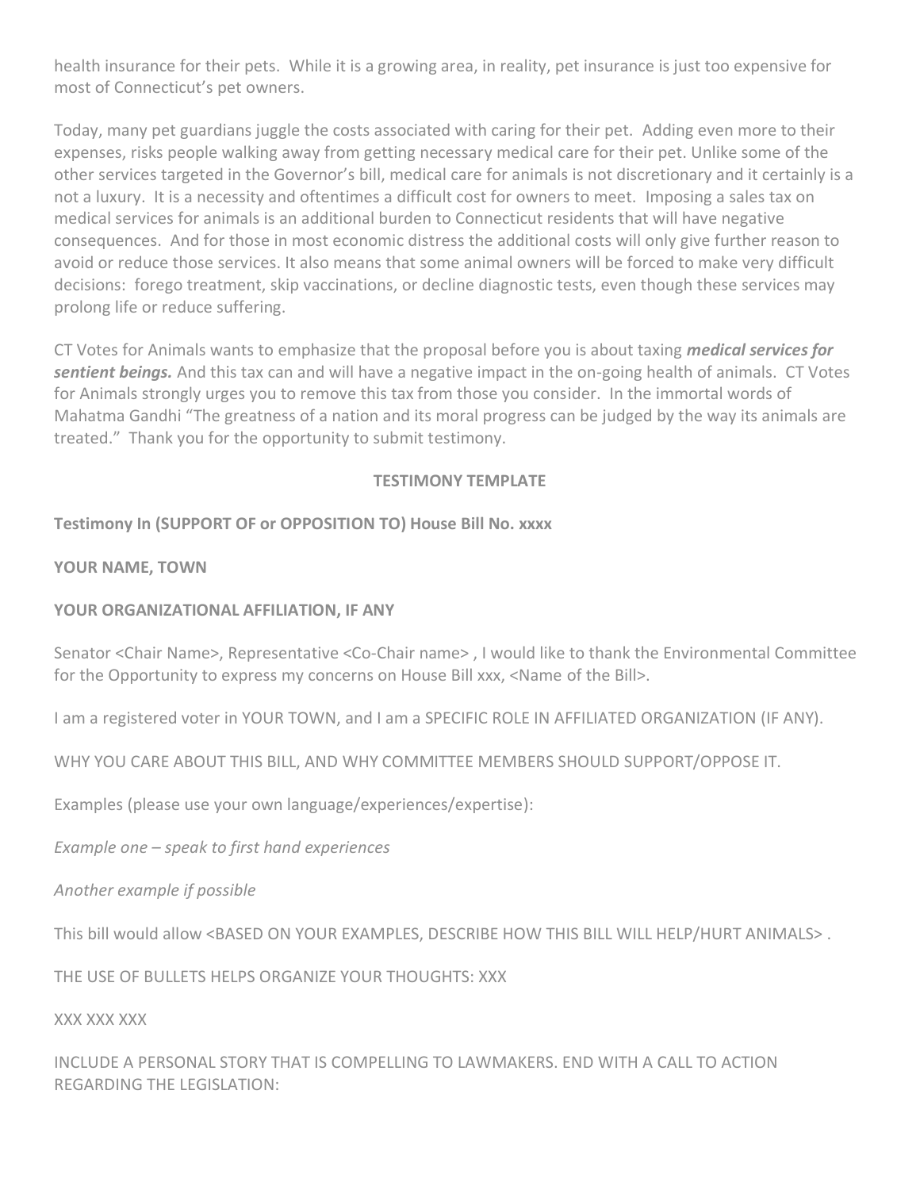health insurance for their pets. While it is a growing area, in reality, pet insurance is just too expensive for most of Connecticut's pet owners.

Today, many pet guardians juggle the costs associated with caring for their pet. Adding even more to their expenses, risks people walking away from getting necessary medical care for their pet. Unlike some of the other services targeted in the Governor's bill, medical care for animals is not discretionary and it certainly is a not a luxury. It is a necessity and oftentimes a difficult cost for owners to meet. Imposing a sales tax on medical services for animals is an additional burden to Connecticut residents that will have negative consequences. And for those in most economic distress the additional costs will only give further reason to avoid or reduce those services. It also means that some animal owners will be forced to make very difficult decisions: forego treatment, skip vaccinations, or decline diagnostic tests, even though these services may prolong life or reduce suffering.

CT Votes for Animals wants to emphasize that the proposal before you is about taxing ***medical services for sentient beings.*** And this tax can and will have a negative impact in the on-going health of animals. CT Votes for Animals strongly urges you to remove this tax from those you consider. In the immortal words of Mahatma Gandhi "The greatness of a nation and its moral progress can be judged by the way its animals are treated." Thank you for the opportunity to submit testimony.

**TESTIMONY TEMPLATE**

**Testimony In (SUPPORT OF or OPPOSITION TO) House Bill No. xxxx**

**YOUR NAME, TOWN**

**YOUR ORGANIZATIONAL AFFILIATION, IF ANY**

Senator <Chair Name>, Representative <Co-Chair name> , I would like to thank the Environmental Committee for the Opportunity to express my concerns on House Bill xxx, <Name of the Bill>.

I am a registered voter in YOUR TOWN, and I am a SPECIFIC ROLE IN AFFILIATED ORGANIZATION (IF ANY).

WHY YOU CARE ABOUT THIS BILL, AND WHY COMMITTEE MEMBERS SHOULD SUPPORT/OPPOSE IT.

Examples (please use your own language/experiences/expertise):

*Example one – speak to first hand experiences*

*Another example if possible*

This bill would allow <BASED ON YOUR EXAMPLES, DESCRIBE HOW THIS BILL WILL HELP/HURT ANIMALS> .

THE USE OF BULLETS HELPS ORGANIZE YOUR THOUGHTS: XXX

XXX XXX XXX

INCLUDE A PERSONAL STORY THAT IS COMPELLING TO LAWMAKERS. END WITH A CALL TO ACTION REGARDING THE LEGISLATION: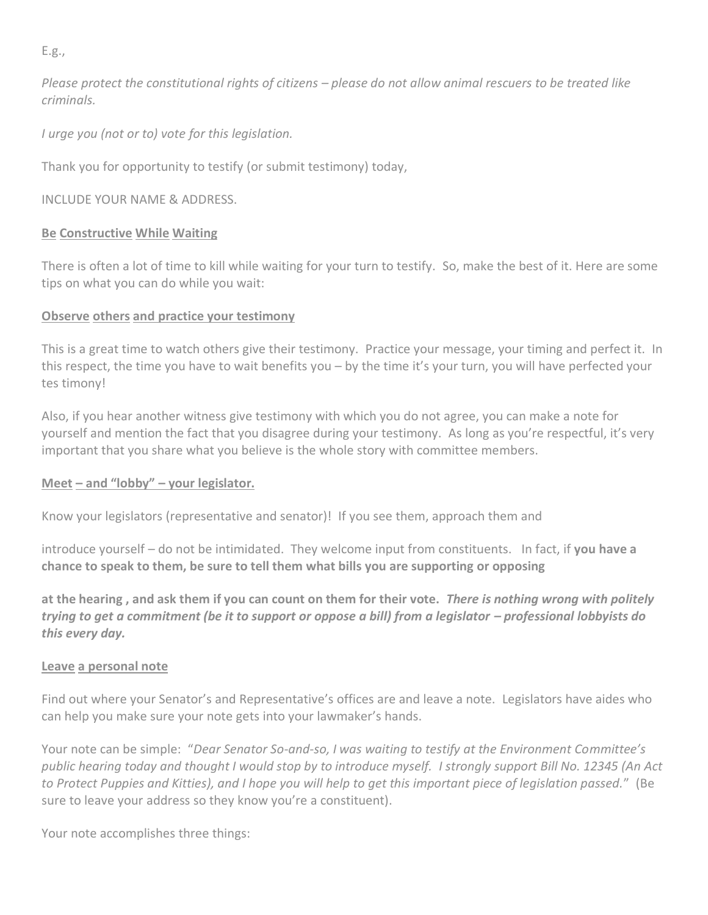E.g.,

*Please protect the constitutional rights of citizens – please do not allow animal rescuers to be treated like criminals.*

*I urge you (not or to) vote for this legislation.*

Thank you for opportunity to testify (or submit testimony) today,

INCLUDE YOUR NAME & ADDRESS.

**Be Constructive While Waiting**

There is often a lot of time to kill while waiting for your turn to testify. So, make the best of it. Here are some tips on what you can do while you wait:

**Observe others and practice your testimony**

This is a great time to watch others give their testimony. Practice your message, your timing and perfect it. In this respect, the time you have to wait benefits you – by the time it's your turn, you will have perfected your tes timony!

Also, if you hear another witness give testimony with which you do not agree, you can make a note for yourself and mention the fact that you disagree during your testimony. As long as you're respectful, it's very important that you share what you believe is the whole story with committee members.

**Meet – and "lobby" – your legislator.**

Know your legislators (representative and senator)! If you see them, approach them and

introduce yourself – do not be intimidated. They welcome input from constituents. In fact, if **you have a chance to speak to them, be sure to tell them what bills you are supporting or opposing**

**at the hearing , and ask them if you can count on them for their vote.** ***There is nothing wrong with politely trying to get a commitment (be it to support or oppose a bill) from a legislator – professional lobbyists do this every day.***

**Leave a personal note**

Find out where your Senator's and Representative's offices are and leave a note. Legislators have aides who can help you make sure your note gets into your lawmaker's hands.

Your note can be simple: "*Dear Senator So-and-so, I was waiting to testify at the Environment Committee's public hearing today and thought I would stop by to introduce myself. I strongly support Bill No. 12345 (An Act to Protect Puppies and Kitties), and I hope you will help to get this important piece of legislation passed.*" (Be sure to leave your address so they know you're a constituent).

Your note accomplishes three things: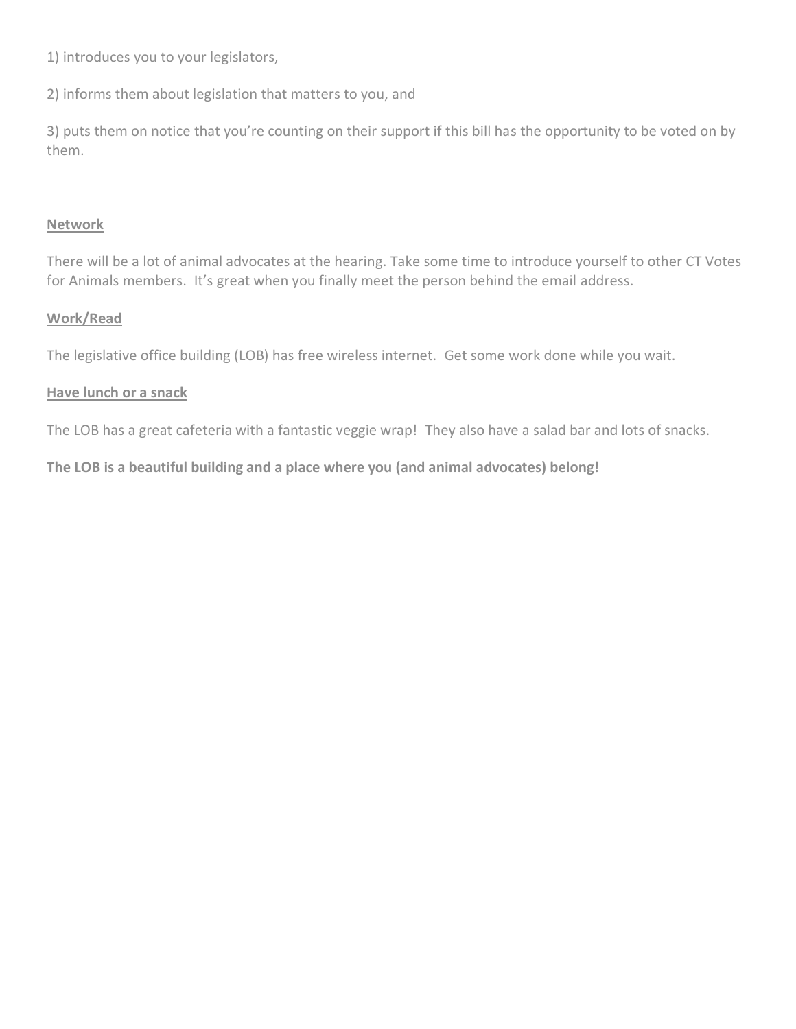1) introduces you to your legislators,

2) informs them about legislation that matters to you, and

3) puts them on notice that you're counting on their support if this bill has the opportunity to be voted on by them.

**Network**

There will be a lot of animal advocates at the hearing. Take some time to introduce yourself to other CT Votes for Animals members. It's great when you finally meet the person behind the email address.

**Work/Read**

The legislative office building (LOB) has free wireless internet. Get some work done while you wait.

**Have lunch or a snack**

The LOB has a great cafeteria with a fantastic veggie wrap! They also have a salad bar and lots of snacks.

**The LOB is a beautiful building and a place where you (and animal advocates) belong!**